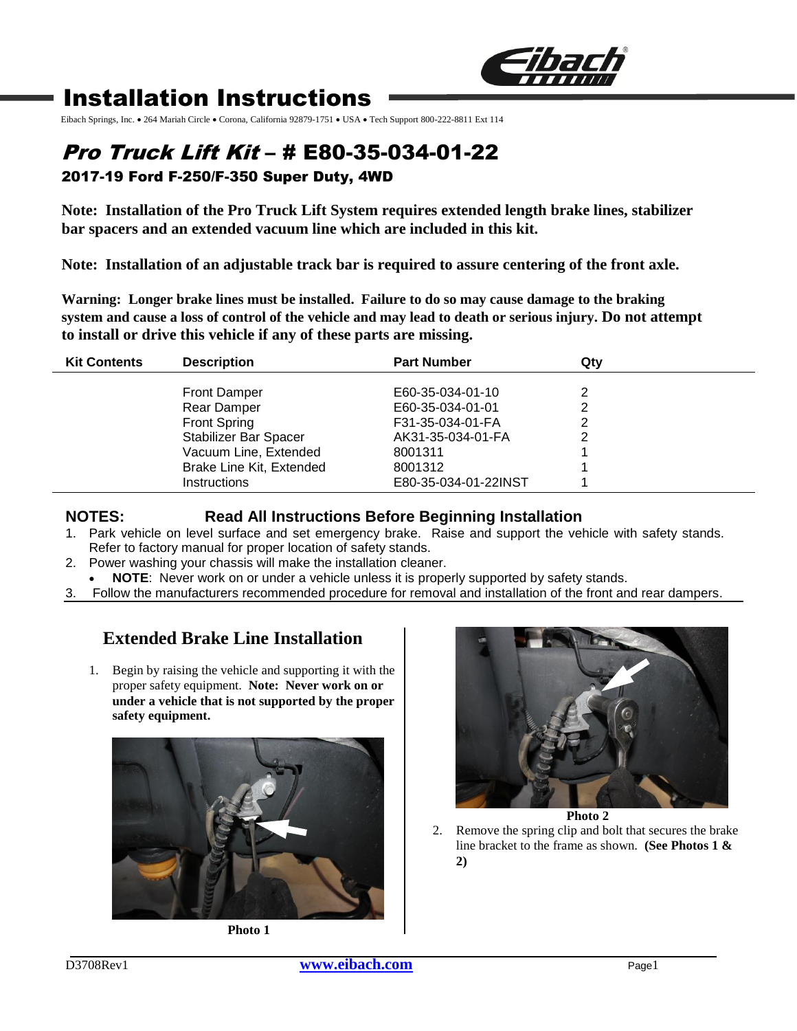# Installation Instructions

Eibach Springs, Inc. • 264 Mariah Circle • Corona, California 92879-1751 • USA • Tech Support 800-222-8811 Ext 114

## *Pro Truck Lift Kit* – # E80-35-034-01-22

### 2017-19 Ford F-250/F-350 Super Duty, 4WD

**Note: Installation of the Pro Truck Lift System requires extended length brake lines, stabilizer bar spacers and an extended vacuum line which are included in this kit.**

**Note: Installation of an adjustable track bar is required to assure centering of the front axle.**

**Warning: Longer brake lines must be installed. Failure to do so may cause damage to the braking system and cause a loss of control of the vehicle and may lead to death or serious injury. Do not attempt to install or drive this vehicle if any of these parts are missing.**

| Kit Contents | Description | Part Number | Qty |
|---|---|---|---|
| | Front Damper | E60-35-034-01-10 | 2 |
| | Rear Damper | E60-35-034-01-01 | 2 |
| | Front Spring | F31-35-034-01-FA | 2 |
| | Stabilizer Bar Spacer | AK31-35-034-01-FA | 2 |
| | Vacuum Line, Extended | 8001311 | 1 |
| | Brake Line Kit, Extended | 8001312 | 1 |
| | Instructions | E80-35-034-01-22INST | 1 |

**NOTES: Read All Instructions Before Beginning Installation**

1. Park vehicle on level surface and set emergency brake. Raise and support the vehicle with safety stands. Refer to factory manual for proper location of safety stands.
2. Power washing your chassis will make the installation cleaner.
   - **NOTE**: Never work on or under a vehicle unless it is properly supported by safety stands.
3. Follow the manufacturers recommended procedure for removal and installation of the front and rear dampers.

## Extended Brake Line Installation

1. Begin by raising the vehicle and supporting it with the proper safety equipment. **Note: Never work on or under a vehicle that is not supported by the proper safety equipment.**

**Photo 1**

**Photo 2**

2. Remove the spring clip and bolt that secures the brake line bracket to the frame as shown. **(See Photos 1 & 2)**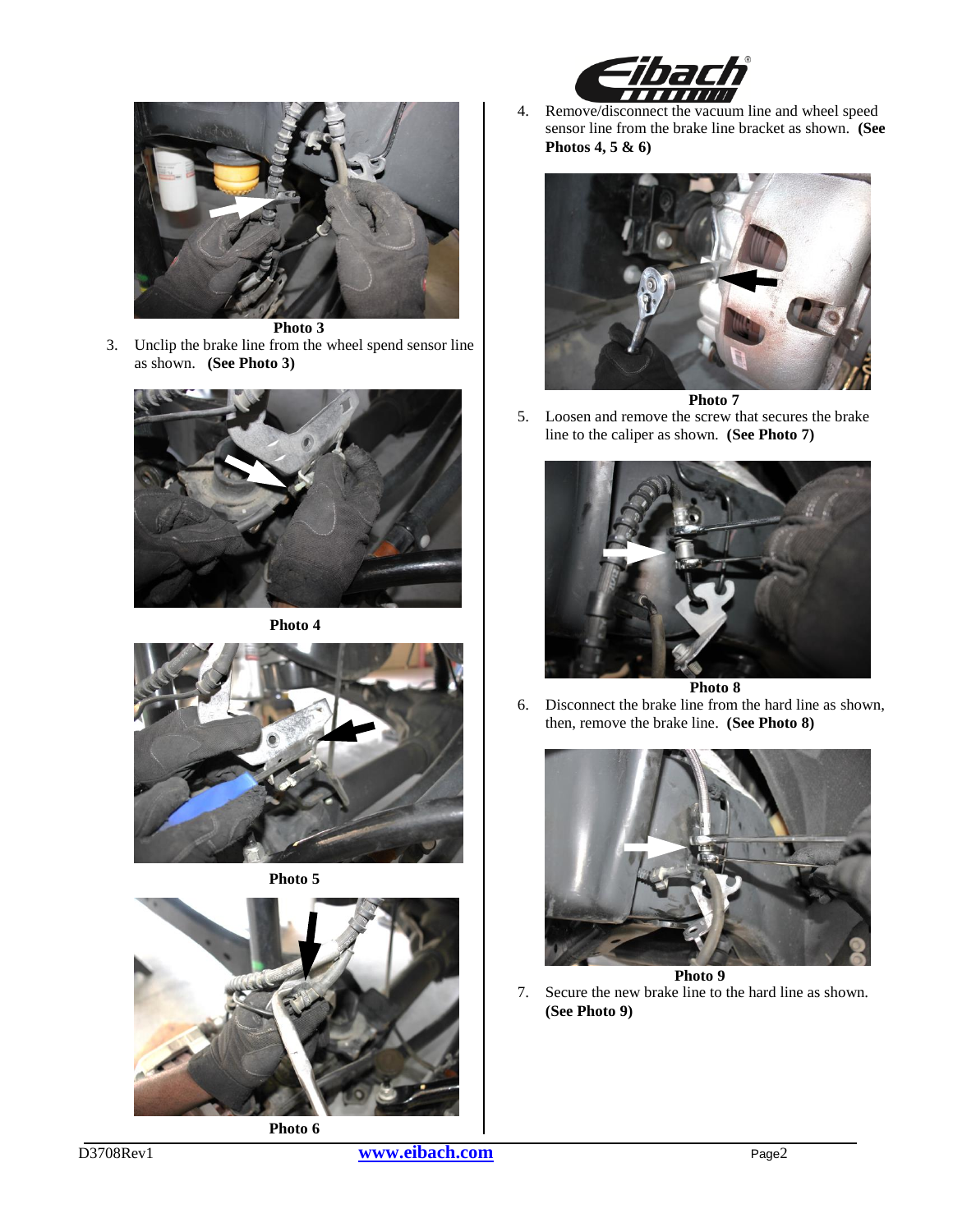Photo 3

3. Unclip the brake line from the wheel spend sensor line as shown. **(See Photo 3)**

Photo 4

Photo 5

Photo 6

4. Remove/disconnect the vacuum line and wheel speed sensor line from the brake line bracket as shown. **(See Photos 4, 5 & 6)**

Photo 7

5. Loosen and remove the screw that secures the brake line to the caliper as shown. **(See Photo 7)**

Photo 8

6. Disconnect the brake line from the hard line as shown, then, remove the brake line. **(See Photo 8)**

Photo 9

7. Secure the new brake line to the hard line as shown. **(See Photo 9)**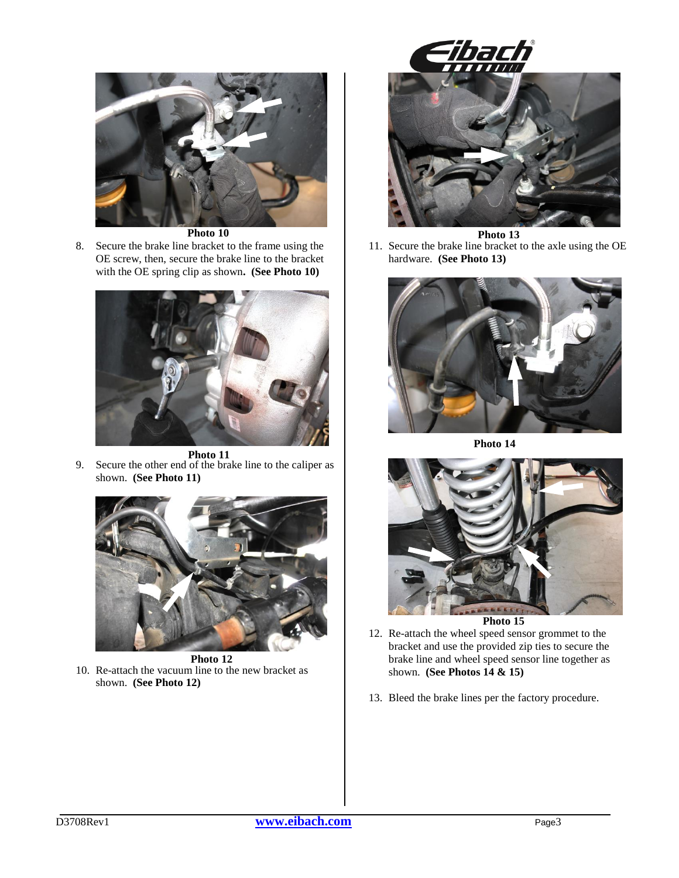Photo 10

8. Secure the brake line bracket to the frame using the OE screw, then, secure the brake line to the bracket with the OE spring clip as shown. **(See Photo 10)**

Photo 11

9. Secure the other end of the brake line to the caliper as shown. **(See Photo 11)**

Photo 12

10. Re-attach the vacuum line to the new bracket as shown. **(See Photo 12)**

Photo 13

11. Secure the brake line bracket to the axle using the OE hardware. **(See Photo 13)**

Photo 14

Photo 15

12. Re-attach the wheel speed sensor grommet to the bracket and use the provided zip ties to secure the brake line and wheel speed sensor line together as shown. **(See Photos 14 & 15)**

13. Bleed the brake lines per the factory procedure.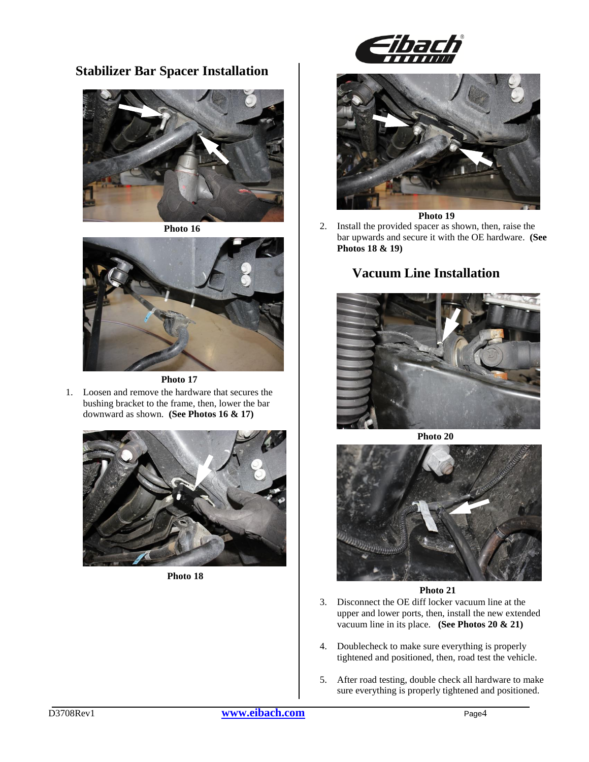## Stabilizer Bar Spacer Installation

Photo 16

Photo 17

1. Loosen and remove the hardware that secures the bushing bracket to the frame, then, lower the bar downward as shown. **(See Photos 16 & 17)**

Photo 18

Photo 19

2. Install the provided spacer as shown, then, raise the bar upwards and secure it with the OE hardware. **(See Photos 18 & 19)**

## Vacuum Line Installation

Photo 20

Photo 21

3. Disconnect the OE diff locker vacuum line at the upper and lower ports, then, install the new extended vacuum line in its place. **(See Photos 20 & 21)**

4. Doublecheck to make sure everything is properly tightened and positioned, then, road test the vehicle.

5. After road testing, double check all hardware to make sure everything is properly tightened and positioned.